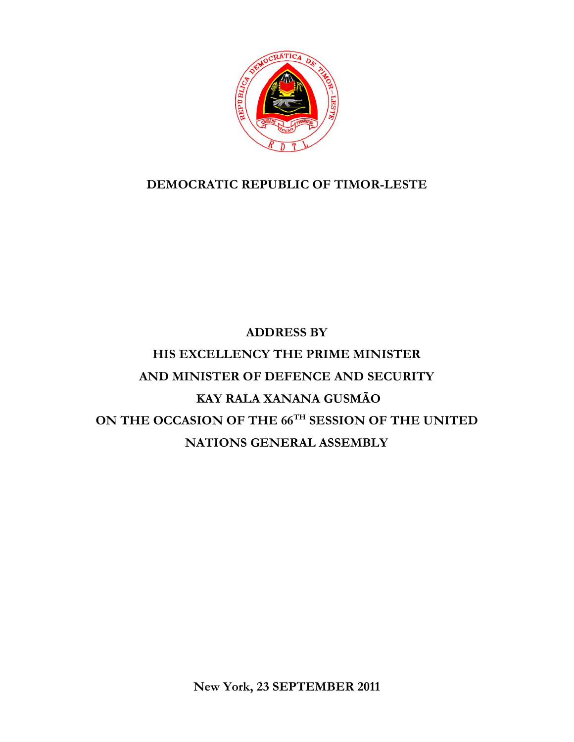**DEMOCRATIC REPUBLIC OF TIMOR-LESTE**

# ADDRESS BY
# HIS EXCELLENCY THE PRIME MINISTER
# AND MINISTER OF DEFENCE AND SECURITY
# KAY RALA XANANA GUSMÃO
# ON THE OCCASION OF THE 66TH SESSION OF THE UNITED NATIONS GENERAL ASSEMBLY

**New York, 23 SEPTEMBER 2011**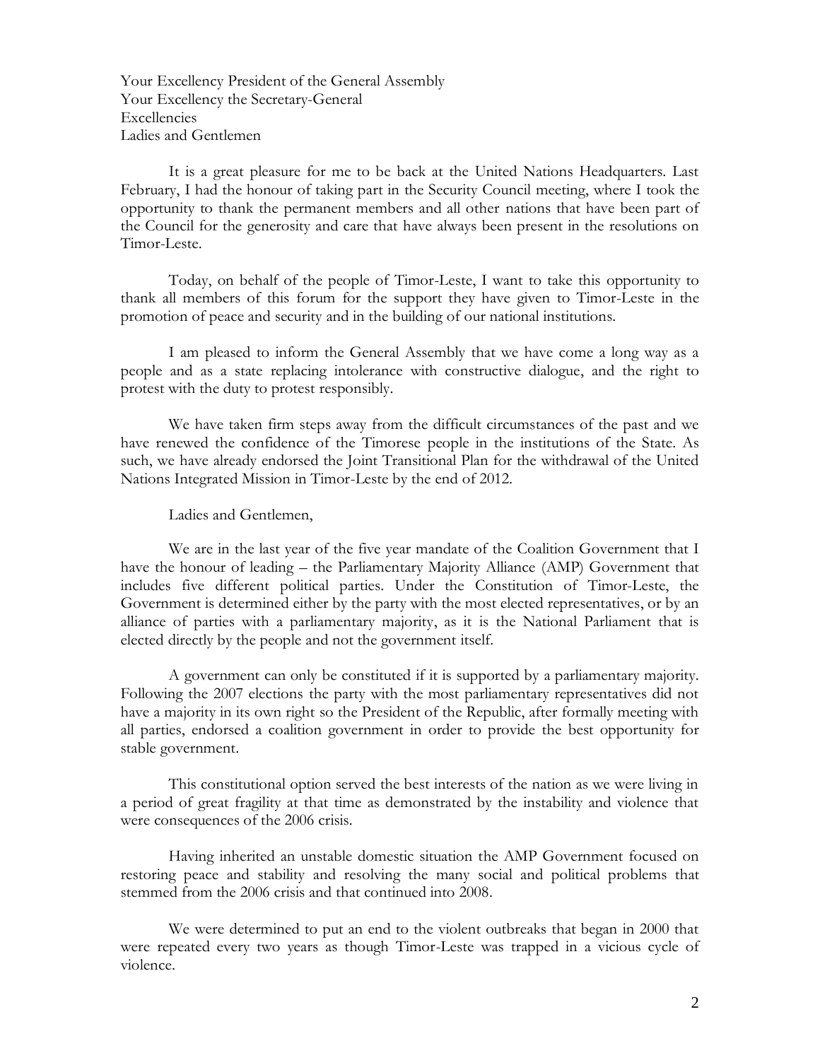Your Excellency President of the General Assembly
Your Excellency the Secretary-General
Excellencies
Ladies and Gentlemen

It is a great pleasure for me to be back at the United Nations Headquarters. Last February, I had the honour of taking part in the Security Council meeting, where I took the opportunity to thank the permanent members and all other nations that have been part of the Council for the generosity and care that have always been present in the resolutions on Timor-Leste.

Today, on behalf of the people of Timor-Leste, I want to take this opportunity to thank all members of this forum for the support they have given to Timor-Leste in the promotion of peace and security and in the building of our national institutions.

I am pleased to inform the General Assembly that we have come a long way as a people and as a state replacing intolerance with constructive dialogue, and the right to protest with the duty to protest responsibly.

We have taken firm steps away from the difficult circumstances of the past and we have renewed the confidence of the Timorese people in the institutions of the State. As such, we have already endorsed the Joint Transitional Plan for the withdrawal of the United Nations Integrated Mission in Timor-Leste by the end of 2012.

Ladies and Gentlemen,

We are in the last year of the five year mandate of the Coalition Government that I have the honour of leading – the Parliamentary Majority Alliance (AMP) Government that includes five different political parties. Under the Constitution of Timor-Leste, the Government is determined either by the party with the most elected representatives, or by an alliance of parties with a parliamentary majority, as it is the National Parliament that is elected directly by the people and not the government itself.

A government can only be constituted if it is supported by a parliamentary majority. Following the 2007 elections the party with the most parliamentary representatives did not have a majority in its own right so the President of the Republic, after formally meeting with all parties, endorsed a coalition government in order to provide the best opportunity for stable government.

This constitutional option served the best interests of the nation as we were living in a period of great fragility at that time as demonstrated by the instability and violence that were consequences of the 2006 crisis.

Having inherited an unstable domestic situation the AMP Government focused on restoring peace and stability and resolving the many social and political problems that stemmed from the 2006 crisis and that continued into 2008.

We were determined to put an end to the violent outbreaks that began in 2000 that were repeated every two years as though Timor-Leste was trapped in a vicious cycle of violence.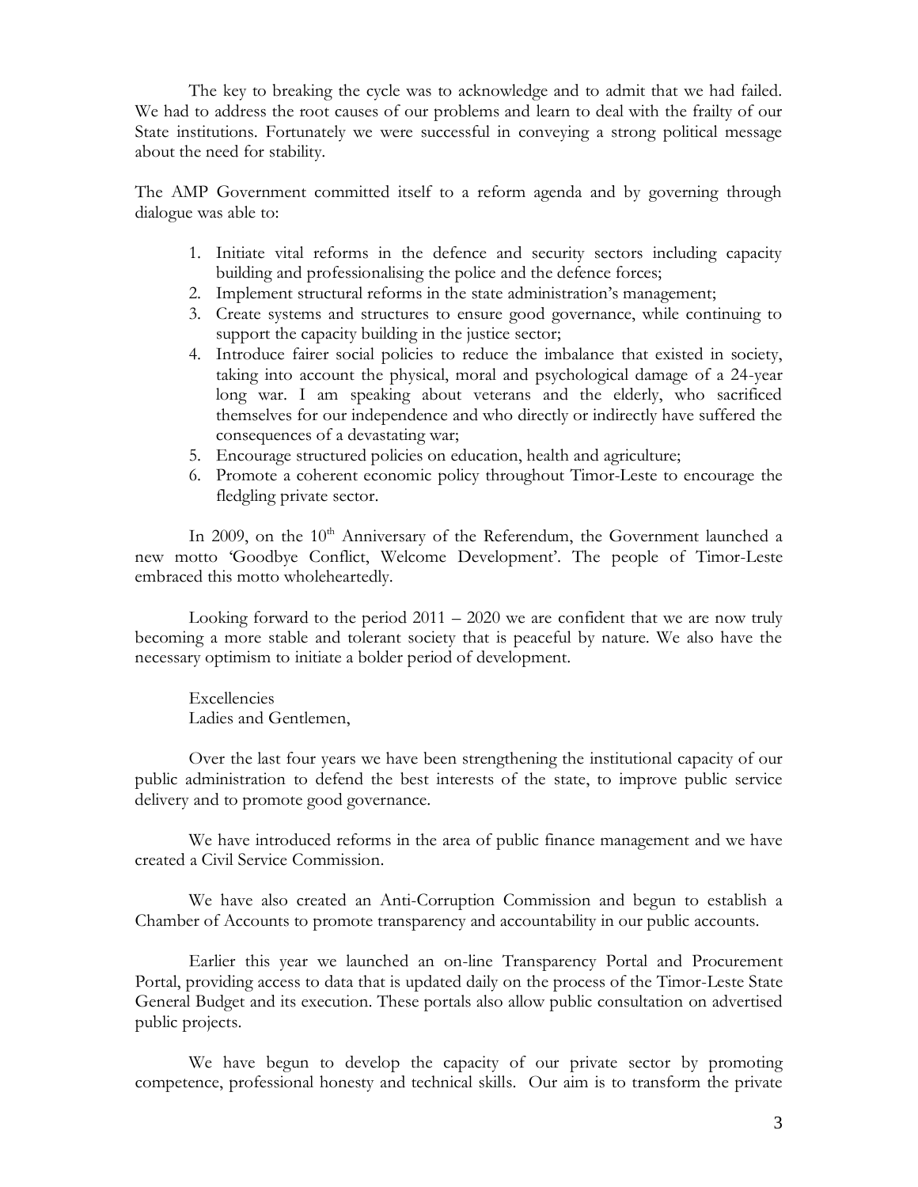The key to breaking the cycle was to acknowledge and to admit that we had failed. We had to address the root causes of our problems and learn to deal with the frailty of our State institutions. Fortunately we were successful in conveying a strong political message about the need for stability.

The AMP Government committed itself to a reform agenda and by governing through dialogue was able to:

1. Initiate vital reforms in the defence and security sectors including capacity building and professionalising the police and the defence forces;
2. Implement structural reforms in the state administration's management;
3. Create systems and structures to ensure good governance, while continuing to support the capacity building in the justice sector;
4. Introduce fairer social policies to reduce the imbalance that existed in society, taking into account the physical, moral and psychological damage of a 24-year long war. I am speaking about veterans and the elderly, who sacrificed themselves for our independence and who directly or indirectly have suffered the consequences of a devastating war;
5. Encourage structured policies on education, health and agriculture;
6. Promote a coherent economic policy throughout Timor-Leste to encourage the fledgling private sector.

In 2009, on the 10th Anniversary of the Referendum, the Government launched a new motto 'Goodbye Conflict, Welcome Development'. The people of Timor-Leste embraced this motto wholeheartedly.

Looking forward to the period 2011 – 2020 we are confident that we are now truly becoming a more stable and tolerant society that is peaceful by nature. We also have the necessary optimism to initiate a bolder period of development.

Excellencies
Ladies and Gentlemen,

Over the last four years we have been strengthening the institutional capacity of our public administration to defend the best interests of the state, to improve public service delivery and to promote good governance.

We have introduced reforms in the area of public finance management and we have created a Civil Service Commission.

We have also created an Anti-Corruption Commission and begun to establish a Chamber of Accounts to promote transparency and accountability in our public accounts.

Earlier this year we launched an on-line Transparency Portal and Procurement Portal, providing access to data that is updated daily on the process of the Timor-Leste State General Budget and its execution. These portals also allow public consultation on advertised public projects.

We have begun to develop the capacity of our private sector by promoting competence, professional honesty and technical skills. Our aim is to transform the private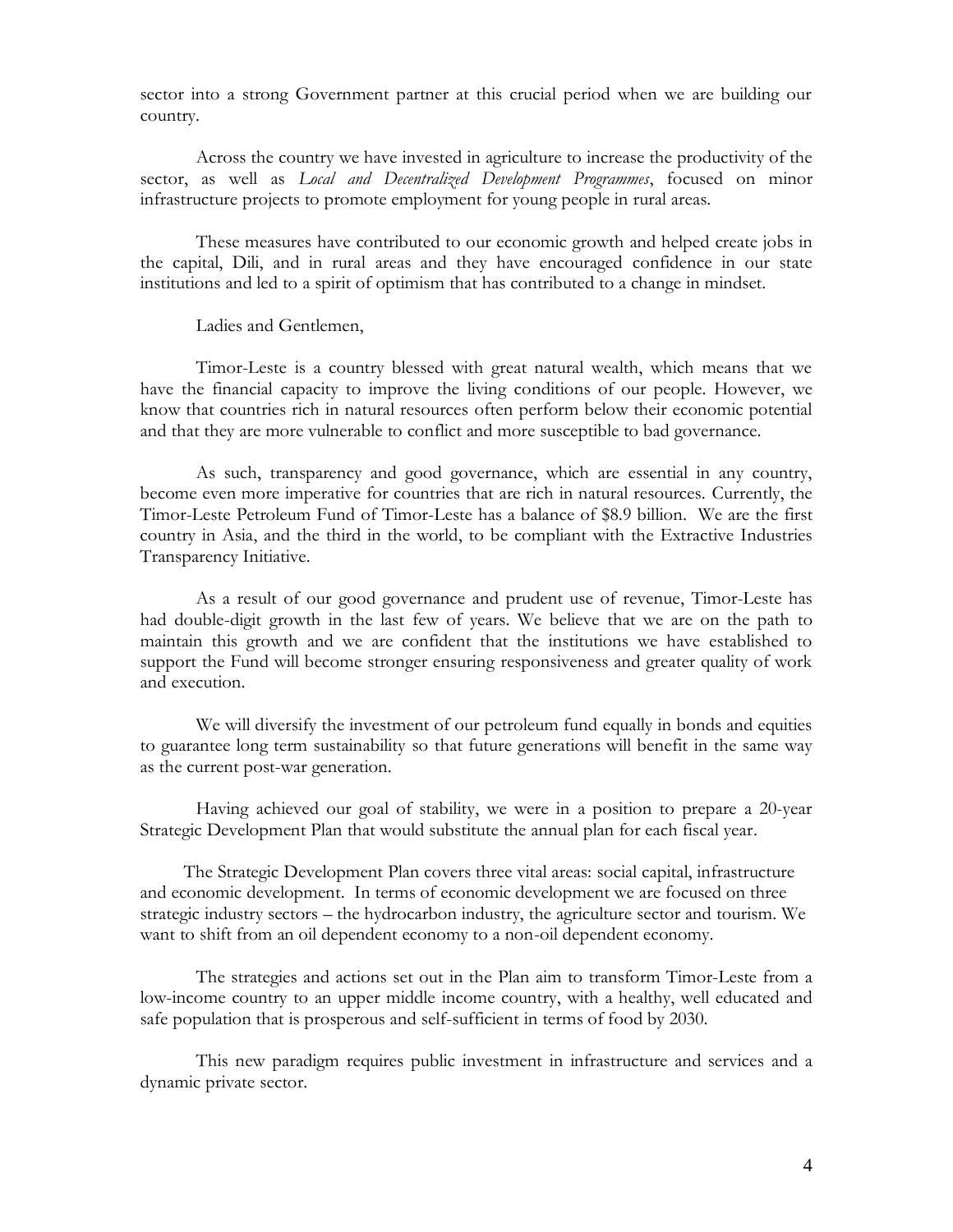sector into a strong Government partner at this crucial period when we are building our country.

Across the country we have invested in agriculture to increase the productivity of the sector, as well as *Local and Decentralized Development Programmes*, focused on minor infrastructure projects to promote employment for young people in rural areas.

These measures have contributed to our economic growth and helped create jobs in the capital, Dili, and in rural areas and they have encouraged confidence in our state institutions and led to a spirit of optimism that has contributed to a change in mindset.

Ladies and Gentlemen,

Timor-Leste is a country blessed with great natural wealth, which means that we have the financial capacity to improve the living conditions of our people. However, we know that countries rich in natural resources often perform below their economic potential and that they are more vulnerable to conflict and more susceptible to bad governance.

As such, transparency and good governance, which are essential in any country, become even more imperative for countries that are rich in natural resources. Currently, the Timor-Leste Petroleum Fund of Timor-Leste has a balance of $8.9 billion. We are the first country in Asia, and the third in the world, to be compliant with the Extractive Industries Transparency Initiative.

As a result of our good governance and prudent use of revenue, Timor-Leste has had double-digit growth in the last few of years. We believe that we are on the path to maintain this growth and we are confident that the institutions we have established to support the Fund will become stronger ensuring responsiveness and greater quality of work and execution.

We will diversify the investment of our petroleum fund equally in bonds and equities to guarantee long term sustainability so that future generations will benefit in the same way as the current post-war generation.

Having achieved our goal of stability, we were in a position to prepare a 20-year Strategic Development Plan that would substitute the annual plan for each fiscal year.

The Strategic Development Plan covers three vital areas: social capital, infrastructure and economic development. In terms of economic development we are focused on three strategic industry sectors – the hydrocarbon industry, the agriculture sector and tourism. We want to shift from an oil dependent economy to a non-oil dependent economy.

The strategies and actions set out in the Plan aim to transform Timor-Leste from a low-income country to an upper middle income country, with a healthy, well educated and safe population that is prosperous and self-sufficient in terms of food by 2030.

This new paradigm requires public investment in infrastructure and services and a dynamic private sector.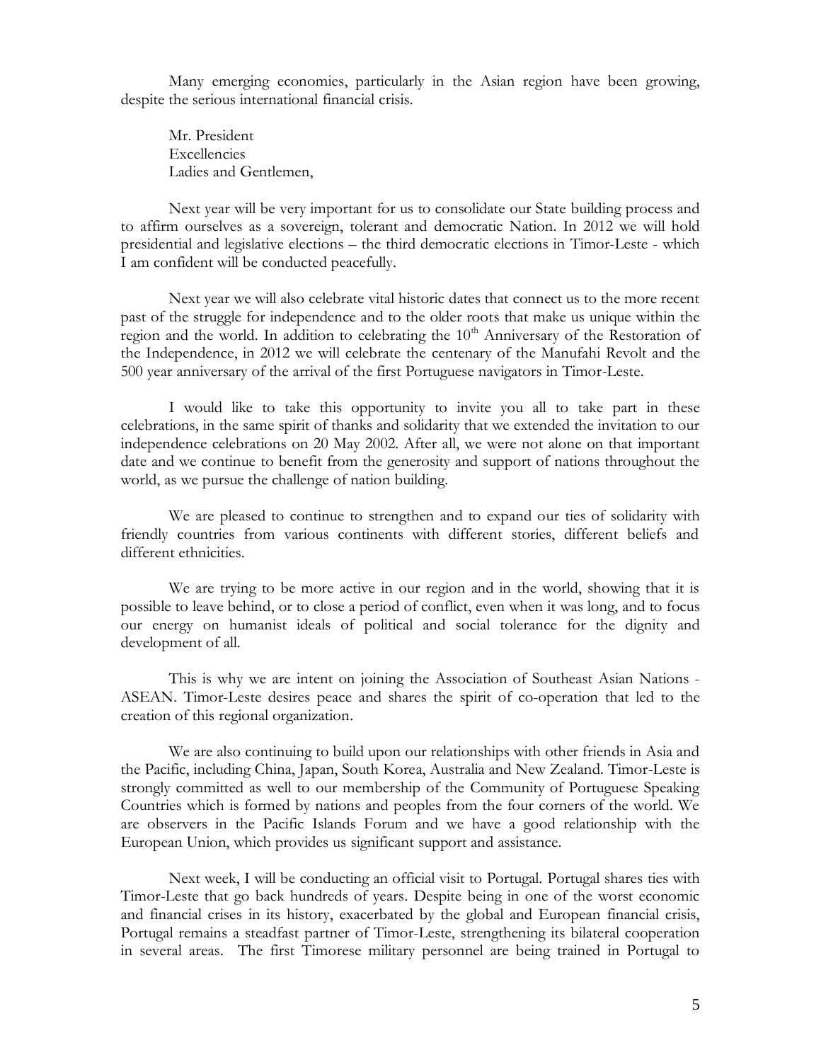Many emerging economies, particularly in the Asian region have been growing, despite the serious international financial crisis.

Mr. President
Excellencies
Ladies and Gentlemen,

Next year will be very important for us to consolidate our State building process and to affirm ourselves as a sovereign, tolerant and democratic Nation. In 2012 we will hold presidential and legislative elections – the third democratic elections in Timor-Leste - which I am confident will be conducted peacefully.

Next year we will also celebrate vital historic dates that connect us to the more recent past of the struggle for independence and to the older roots that make us unique within the region and the world. In addition to celebrating the 10th Anniversary of the Restoration of the Independence, in 2012 we will celebrate the centenary of the Manufahi Revolt and the 500 year anniversary of the arrival of the first Portuguese navigators in Timor-Leste.

I would like to take this opportunity to invite you all to take part in these celebrations, in the same spirit of thanks and solidarity that we extended the invitation to our independence celebrations on 20 May 2002. After all, we were not alone on that important date and we continue to benefit from the generosity and support of nations throughout the world, as we pursue the challenge of nation building.

We are pleased to continue to strengthen and to expand our ties of solidarity with friendly countries from various continents with different stories, different beliefs and different ethnicities.

We are trying to be more active in our region and in the world, showing that it is possible to leave behind, or to close a period of conflict, even when it was long, and to focus our energy on humanist ideals of political and social tolerance for the dignity and development of all.

This is why we are intent on joining the Association of Southeast Asian Nations - ASEAN. Timor-Leste desires peace and shares the spirit of co-operation that led to the creation of this regional organization.

We are also continuing to build upon our relationships with other friends in Asia and the Pacific, including China, Japan, South Korea, Australia and New Zealand. Timor-Leste is strongly committed as well to our membership of the Community of Portuguese Speaking Countries which is formed by nations and peoples from the four corners of the world. We are observers in the Pacific Islands Forum and we have a good relationship with the European Union, which provides us significant support and assistance.

Next week, I will be conducting an official visit to Portugal. Portugal shares ties with Timor-Leste that go back hundreds of years. Despite being in one of the worst economic and financial crises in its history, exacerbated by the global and European financial crisis, Portugal remains a steadfast partner of Timor-Leste, strengthening its bilateral cooperation in several areas. The first Timorese military personnel are being trained in Portugal to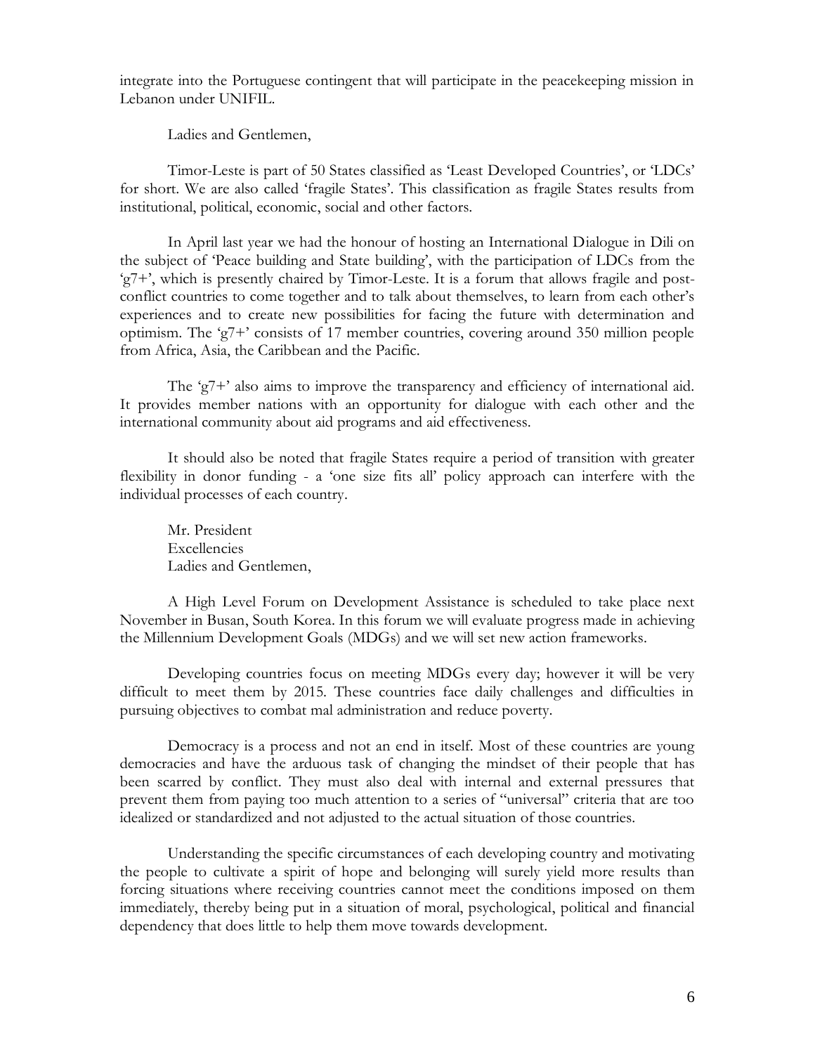integrate into the Portuguese contingent that will participate in the peacekeeping mission in Lebanon under UNIFIL.

Ladies and Gentlemen,

Timor-Leste is part of 50 States classified as 'Least Developed Countries', or 'LDCs' for short. We are also called 'fragile States'. This classification as fragile States results from institutional, political, economic, social and other factors.

In April last year we had the honour of hosting an International Dialogue in Dili on the subject of 'Peace building and State building', with the participation of LDCs from the 'g7+', which is presently chaired by Timor-Leste. It is a forum that allows fragile and post-conflict countries to come together and to talk about themselves, to learn from each other's experiences and to create new possibilities for facing the future with determination and optimism. The 'g7+' consists of 17 member countries, covering around 350 million people from Africa, Asia, the Caribbean and the Pacific.

The 'g7+' also aims to improve the transparency and efficiency of international aid. It provides member nations with an opportunity for dialogue with each other and the international community about aid programs and aid effectiveness.

It should also be noted that fragile States require a period of transition with greater flexibility in donor funding - a 'one size fits all' policy approach can interfere with the individual processes of each country.

Mr. President
Excellencies
Ladies and Gentlemen,

A High Level Forum on Development Assistance is scheduled to take place next November in Busan, South Korea. In this forum we will evaluate progress made in achieving the Millennium Development Goals (MDGs) and we will set new action frameworks.

Developing countries focus on meeting MDGs every day; however it will be very difficult to meet them by 2015. These countries face daily challenges and difficulties in pursuing objectives to combat mal administration and reduce poverty.

Democracy is a process and not an end in itself. Most of these countries are young democracies and have the arduous task of changing the mindset of their people that has been scarred by conflict. They must also deal with internal and external pressures that prevent them from paying too much attention to a series of "universal" criteria that are too idealized or standardized and not adjusted to the actual situation of those countries.

Understanding the specific circumstances of each developing country and motivating the people to cultivate a spirit of hope and belonging will surely yield more results than forcing situations where receiving countries cannot meet the conditions imposed on them immediately, thereby being put in a situation of moral, psychological, political and financial dependency that does little to help them move towards development.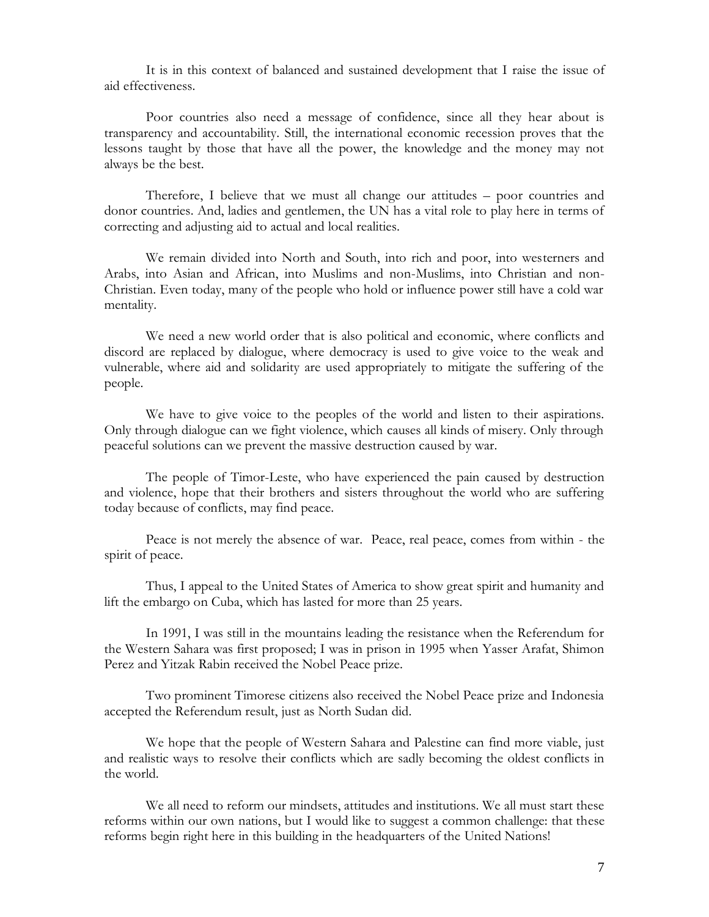It is in this context of balanced and sustained development that I raise the issue of aid effectiveness.

Poor countries also need a message of confidence, since all they hear about is transparency and accountability. Still, the international economic recession proves that the lessons taught by those that have all the power, the knowledge and the money may not always be the best.

Therefore, I believe that we must all change our attitudes – poor countries and donor countries. And, ladies and gentlemen, the UN has a vital role to play here in terms of correcting and adjusting aid to actual and local realities.

We remain divided into North and South, into rich and poor, into westerners and Arabs, into Asian and African, into Muslims and non-Muslims, into Christian and non-Christian. Even today, many of the people who hold or influence power still have a cold war mentality.

We need a new world order that is also political and economic, where conflicts and discord are replaced by dialogue, where democracy is used to give voice to the weak and vulnerable, where aid and solidarity are used appropriately to mitigate the suffering of the people.

We have to give voice to the peoples of the world and listen to their aspirations. Only through dialogue can we fight violence, which causes all kinds of misery. Only through peaceful solutions can we prevent the massive destruction caused by war.

The people of Timor-Leste, who have experienced the pain caused by destruction and violence, hope that their brothers and sisters throughout the world who are suffering today because of conflicts, may find peace.

Peace is not merely the absence of war. Peace, real peace, comes from within - the spirit of peace.

Thus, I appeal to the United States of America to show great spirit and humanity and lift the embargo on Cuba, which has lasted for more than 25 years.

In 1991, I was still in the mountains leading the resistance when the Referendum for the Western Sahara was first proposed; I was in prison in 1995 when Yasser Arafat, Shimon Perez and Yitzak Rabin received the Nobel Peace prize.

Two prominent Timorese citizens also received the Nobel Peace prize and Indonesia accepted the Referendum result, just as North Sudan did.

We hope that the people of Western Sahara and Palestine can find more viable, just and realistic ways to resolve their conflicts which are sadly becoming the oldest conflicts in the world.

We all need to reform our mindsets, attitudes and institutions. We all must start these reforms within our own nations, but I would like to suggest a common challenge: that these reforms begin right here in this building in the headquarters of the United Nations!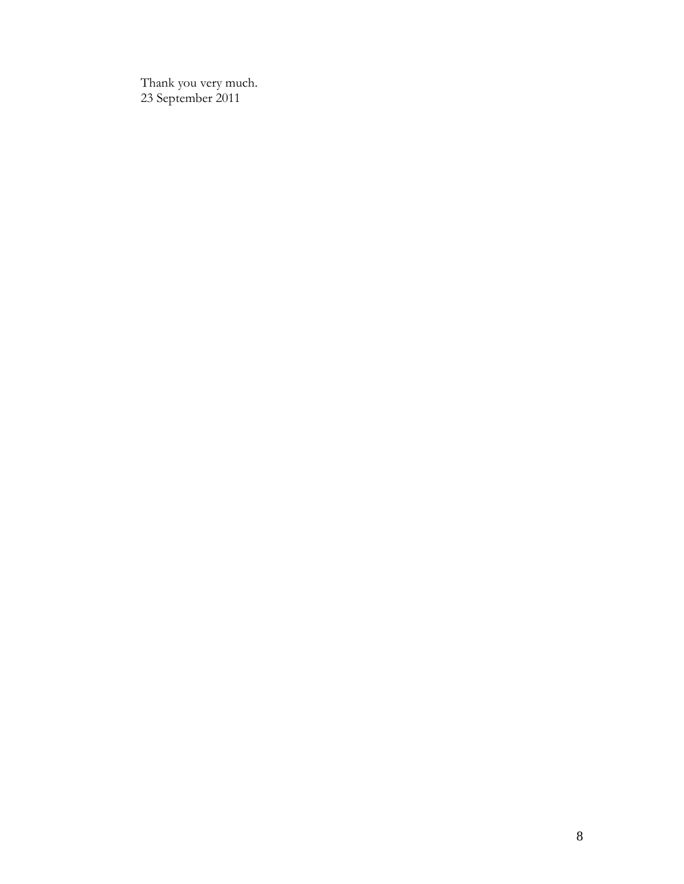Thank you very much.
23 September 2011